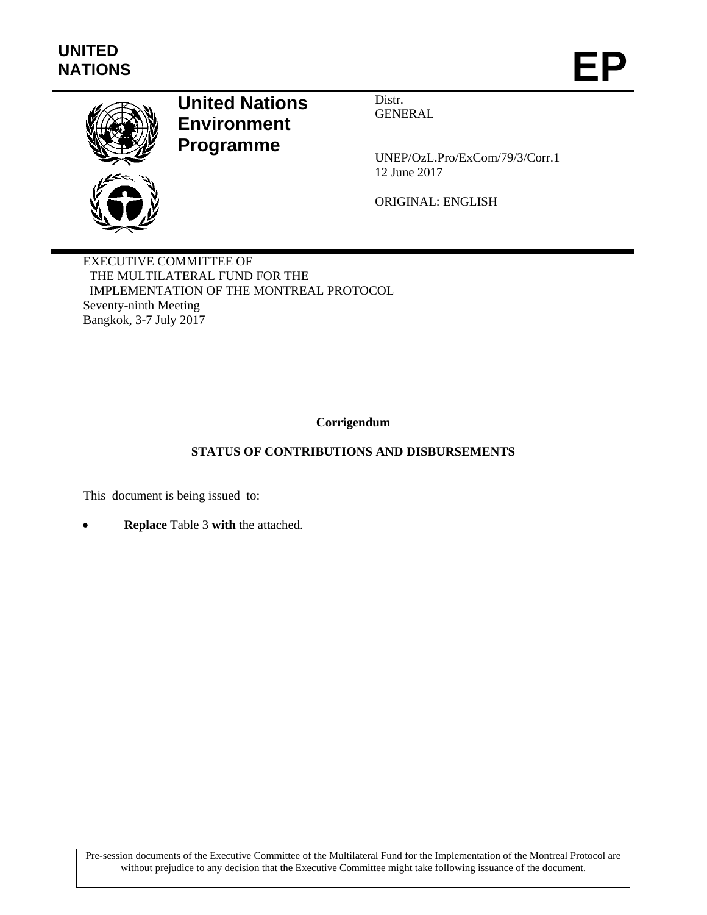UNITED NATIONS

# EP

**United Nations Environment Programme**

Distr.
GENERAL

UNEP/OzL.Pro/ExCom/79/3/Corr.1
12 June 2017

ORIGINAL: ENGLISH

EXECUTIVE COMMITTEE OF
THE MULTILATERAL FUND FOR THE
IMPLEMENTATION OF THE MONTREAL PROTOCOL
Seventy-ninth Meeting
Bangkok, 3-7 July 2017

**Corrigendum**

**STATUS OF CONTRIBUTIONS AND DISBURSEMENTS**

This document is being issued to:

- **Replace** Table 3 **with** the attached.

Pre-session documents of the Executive Committee of the Multilateral Fund for the Implementation of the Montreal Protocol are without prejudice to any decision that the Executive Committee might take following issuance of the document.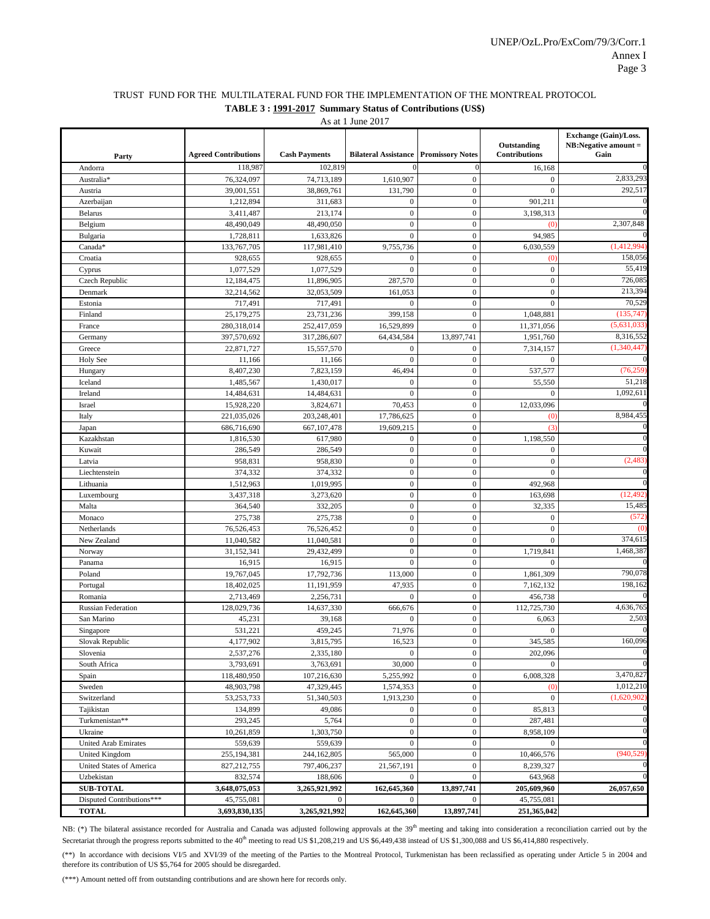TRUST FUND FOR THE MULTILATERAL FUND FOR THE IMPLEMENTATION OF THE MONTREAL PROTOCOL

**TABLE 3 : 1991-2017 Summary Status of Contributions (US$)**

As at 1 June 2017

| Party | Agreed Contributions | Cash Payments | Bilateral Assistance | Promissory Notes | Outstanding Contributions | Exchange (Gain)/Loss. NB:Negative amount = Gain |
|---|---|---|---|---|---|---|
| Andorra | 118,987 | 102,819 | 0 | 0 | 16,168 | 0 |
| Australia* | 76,324,097 | 74,713,189 | 1,610,907 | 0 | 0 | 2,833,293 |
| Austria | 39,001,551 | 38,869,761 | 131,790 | 0 | 0 | 292,517 |
| Azerbaijan | 1,212,894 | 311,683 | 0 | 0 | 901,211 | 0 |
| Belarus | 3,411,487 | 213,174 | 0 | 0 | 3,198,313 | 0 |
| Belgium | 48,490,049 | 48,490,050 | 0 | 0 | (0) | 2,307,848 |
| Bulgaria | 1,728,811 | 1,633,826 | 0 | 0 | 94,985 | 0 |
| Canada* | 133,767,705 | 117,981,410 | 9,755,736 | 0 | 6,030,559 | (1,412,994) |
| Croatia | 928,655 | 928,655 | 0 | 0 | (0) | 158,056 |
| Cyprus | 1,077,529 | 1,077,529 | 0 | 0 | 0 | 55,419 |
| Czech Republic | 12,184,475 | 11,896,905 | 287,570 | 0 | 0 | 726,085 |
| Denmark | 32,214,562 | 32,053,509 | 161,053 | 0 | 0 | 213,394 |
| Estonia | 717,491 | 717,491 | 0 | 0 | 0 | 70,529 |
| Finland | 25,179,275 | 23,731,236 | 399,158 | 0 | 1,048,881 | (135,747) |
| France | 280,318,014 | 252,417,059 | 16,529,899 | 0 | 11,371,056 | (5,631,033) |
| Germany | 397,570,692 | 317,286,607 | 64,434,584 | 13,897,741 | 1,951,760 | 8,316,552 |
| Greece | 22,871,727 | 15,557,570 | 0 | 0 | 7,314,157 | (1,340,447) |
| Holy See | 11,166 | 11,166 | 0 | 0 | 0 | 0 |
| Hungary | 8,407,230 | 7,823,159 | 46,494 | 0 | 537,577 | (76,259) |
| Iceland | 1,485,567 | 1,430,017 | 0 | 0 | 55,550 | 51,218 |
| Ireland | 14,484,631 | 14,484,631 | 0 | 0 | 0 | 1,092,611 |
| Israel | 15,928,220 | 3,824,671 | 70,453 | 0 | 12,033,096 | 0 |
| Italy | 221,035,026 | 203,248,401 | 17,786,625 | 0 | (0) | 8,984,455 |
| Japan | 686,716,690 | 667,107,478 | 19,609,215 | 0 | (3) | 0 |
| Kazakhstan | 1,816,530 | 617,980 | 0 | 0 | 1,198,550 | 0 |
| Kuwait | 286,549 | 286,549 | 0 | 0 | 0 | 0 |
| Latvia | 958,831 | 958,830 | 0 | 0 | 0 | (2,483) |
| Liechtenstein | 374,332 | 374,332 | 0 | 0 | 0 | 0 |
| Lithuania | 1,512,963 | 1,019,995 | 0 | 0 | 492,968 | 0 |
| Luxembourg | 3,437,318 | 3,273,620 | 0 | 0 | 163,698 | (12,492) |
| Malta | 364,540 | 332,205 | 0 | 0 | 32,335 | 15,485 |
| Monaco | 275,738 | 275,738 | 0 | 0 | 0 | (572) |
| Netherlands | 76,526,453 | 76,526,452 | 0 | 0 | 0 | (0) |
| New Zealand | 11,040,582 | 11,040,581 | 0 | 0 | 0 | 374,615 |
| Norway | 31,152,341 | 29,432,499 | 0 | 0 | 1,719,841 | 1,468,387 |
| Panama | 16,915 | 16,915 | 0 | 0 | 0 | 0 |
| Poland | 19,767,045 | 17,792,736 | 113,000 | 0 | 1,861,309 | 790,078 |
| Portugal | 18,402,025 | 11,191,959 | 47,935 | 0 | 7,162,132 | 198,162 |
| Romania | 2,713,469 | 2,256,731 | 0 | 0 | 456,738 | 0 |
| Russian Federation | 128,029,736 | 14,637,330 | 666,676 | 0 | 112,725,730 | 4,636,765 |
| San Marino | 45,231 | 39,168 | 0 | 0 | 6,063 | 2,503 |
| Singapore | 531,221 | 459,245 | 71,976 | 0 | 0 | 0 |
| Slovak Republic | 4,177,902 | 3,815,795 | 16,523 | 0 | 345,585 | 160,096 |
| Slovenia | 2,537,276 | 2,335,180 | 0 | 0 | 202,096 | 0 |
| South Africa | 3,793,691 | 3,763,691 | 30,000 | 0 | 0 | 0 |
| Spain | 118,480,950 | 107,216,630 | 5,255,992 | 0 | 6,008,328 | 3,470,827 |
| Sweden | 48,903,798 | 47,329,445 | 1,574,353 | 0 | (0) | 1,012,210 |
| Switzerland | 53,253,733 | 51,340,503 | 1,913,230 | 0 | 0 | (1,620,902) |
| Tajikistan | 134,899 | 49,086 | 0 | 0 | 85,813 | 0 |
| Turkmenistan** | 293,245 | 5,764 | 0 | 0 | 287,481 | 0 |
| Ukraine | 10,261,859 | 1,303,750 | 0 | 0 | 8,958,109 | 0 |
| United Arab Emirates | 559,639 | 559,639 | 0 | 0 | 0 | 0 |
| United Kingdom | 255,194,381 | 244,162,805 | 565,000 | 0 | 10,466,576 | (940,529) |
| United States of America | 827,212,755 | 797,406,237 | 21,567,191 | 0 | 8,239,327 | 0 |
| Uzbekistan | 832,574 | 188,606 | 0 | 0 | 643,968 | 0 |
| **SUB-TOTAL** | **3,648,075,053** | **3,265,921,992** | **162,645,360** | **13,897,741** | **205,609,960** | **26,057,650** |
| Disputed Contributions*** | 45,755,081 | 0 | 0 | 0 | 45,755,081 | |
| **TOTAL** | **3,693,830,135** | **3,265,921,992** | **162,645,360** | **13,897,741** | **251,365,042** | |

NB: (*) The bilateral assistance recorded for Australia and Canada was adjusted following approvals at the 39th meeting and taking into consideration a reconciliation carried out by the Secretariat through the progress reports submitted to the 40th meeting to read US $1,208,219 and US $6,449,438 instead of US $1,300,088 and US $6,414,880 respectively.

(**) In accordance with decisions VI/5 and XVI/39 of the meeting of the Parties to the Montreal Protocol, Turkmenistan has been reclassified as operating under Article 5 in 2004 and therefore its contribution of US $5,764 for 2005 should be disregarded.

(***) Amount netted off from outstanding contributions and are shown here for records only.